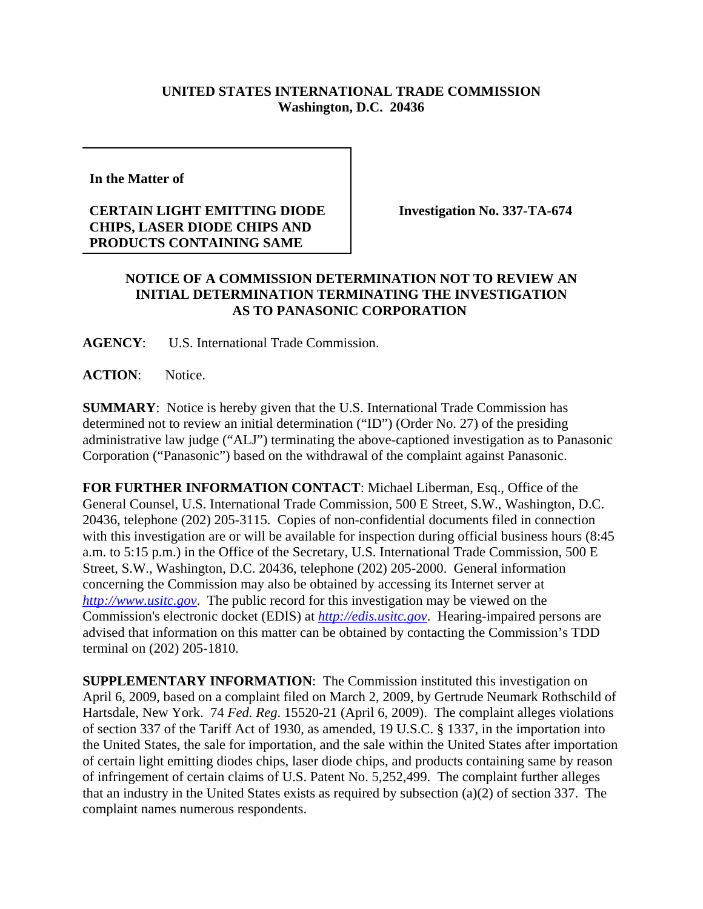**UNITED STATES INTERNATIONAL TRADE COMMISSION**
**Washington, D.C. 20436**

**In the Matter of**

**CERTAIN LIGHT EMITTING DIODE CHIPS, LASER DIODE CHIPS AND PRODUCTS CONTAINING SAME**

**Investigation No. 337-TA-674**

## NOTICE OF A COMMISSION DETERMINATION NOT TO REVIEW AN INITIAL DETERMINATION TERMINATING THE INVESTIGATION AS TO PANASONIC CORPORATION

**AGENCY**: U.S. International Trade Commission.

**ACTION**: Notice.

**SUMMARY**: Notice is hereby given that the U.S. International Trade Commission has determined not to review an initial determination ("ID") (Order No. 27) of the presiding administrative law judge ("ALJ") terminating the above-captioned investigation as to Panasonic Corporation ("Panasonic") based on the withdrawal of the complaint against Panasonic.

**FOR FURTHER INFORMATION CONTACT**: Michael Liberman, Esq., Office of the General Counsel, U.S. International Trade Commission, 500 E Street, S.W., Washington, D.C. 20436, telephone (202) 205-3115. Copies of non-confidential documents filed in connection with this investigation are or will be available for inspection during official business hours (8:45 a.m. to 5:15 p.m.) in the Office of the Secretary, U.S. International Trade Commission, 500 E Street, S.W., Washington, D.C. 20436, telephone (202) 205-2000. General information concerning the Commission may also be obtained by accessing its Internet server at *http://www.usitc.gov*. The public record for this investigation may be viewed on the Commission's electronic docket (EDIS) at *http://edis.usitc.gov*. Hearing-impaired persons are advised that information on this matter can be obtained by contacting the Commission's TDD terminal on (202) 205-1810.

**SUPPLEMENTARY INFORMATION**: The Commission instituted this investigation on April 6, 2009, based on a complaint filed on March 2, 2009, by Gertrude Neumark Rothschild of Hartsdale, New York. 74 *Fed. Reg.* 15520-21 (April 6, 2009). The complaint alleges violations of section 337 of the Tariff Act of 1930, as amended, 19 U.S.C. § 1337, in the importation into the United States, the sale for importation, and the sale within the United States after importation of certain light emitting diodes chips, laser diode chips, and products containing same by reason of infringement of certain claims of U.S. Patent No. 5,252,499. The complaint further alleges that an industry in the United States exists as required by subsection (a)(2) of section 337. The complaint names numerous respondents.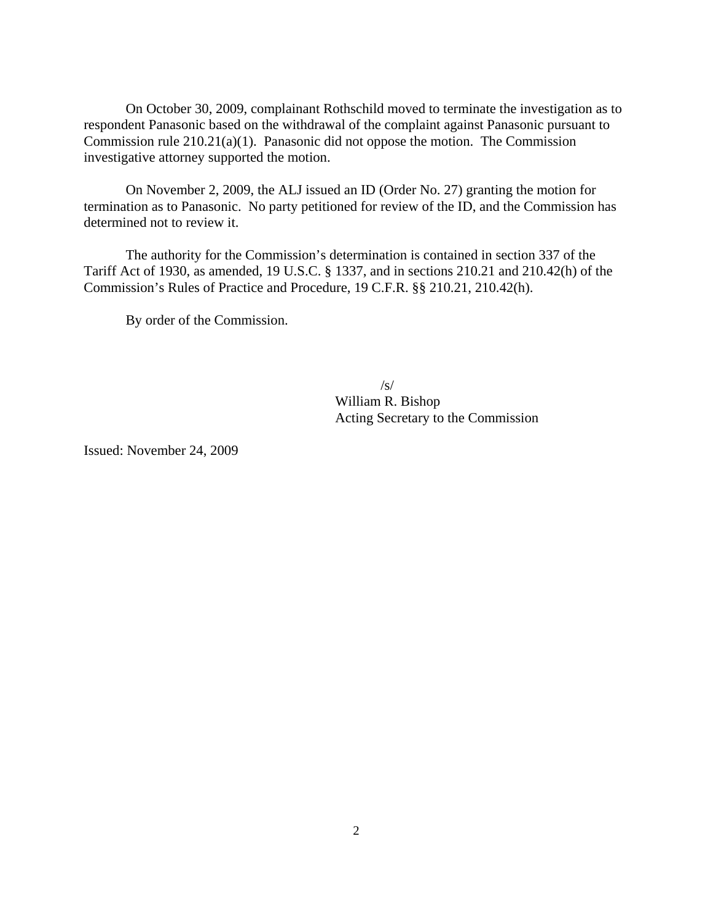On October 30, 2009, complainant Rothschild moved to terminate the investigation as to respondent Panasonic based on the withdrawal of the complaint against Panasonic pursuant to Commission rule 210.21(a)(1). Panasonic did not oppose the motion. The Commission investigative attorney supported the motion.

On November 2, 2009, the ALJ issued an ID (Order No. 27) granting the motion for termination as to Panasonic. No party petitioned for review of the ID, and the Commission has determined not to review it.

The authority for the Commission's determination is contained in section 337 of the Tariff Act of 1930, as amended, 19 U.S.C. § 1337, and in sections 210.21 and 210.42(h) of the Commission's Rules of Practice and Procedure, 19 C.F.R. §§ 210.21, 210.42(h).

By order of the Commission.

/s/
William R. Bishop
Acting Secretary to the Commission

Issued: November 24, 2009